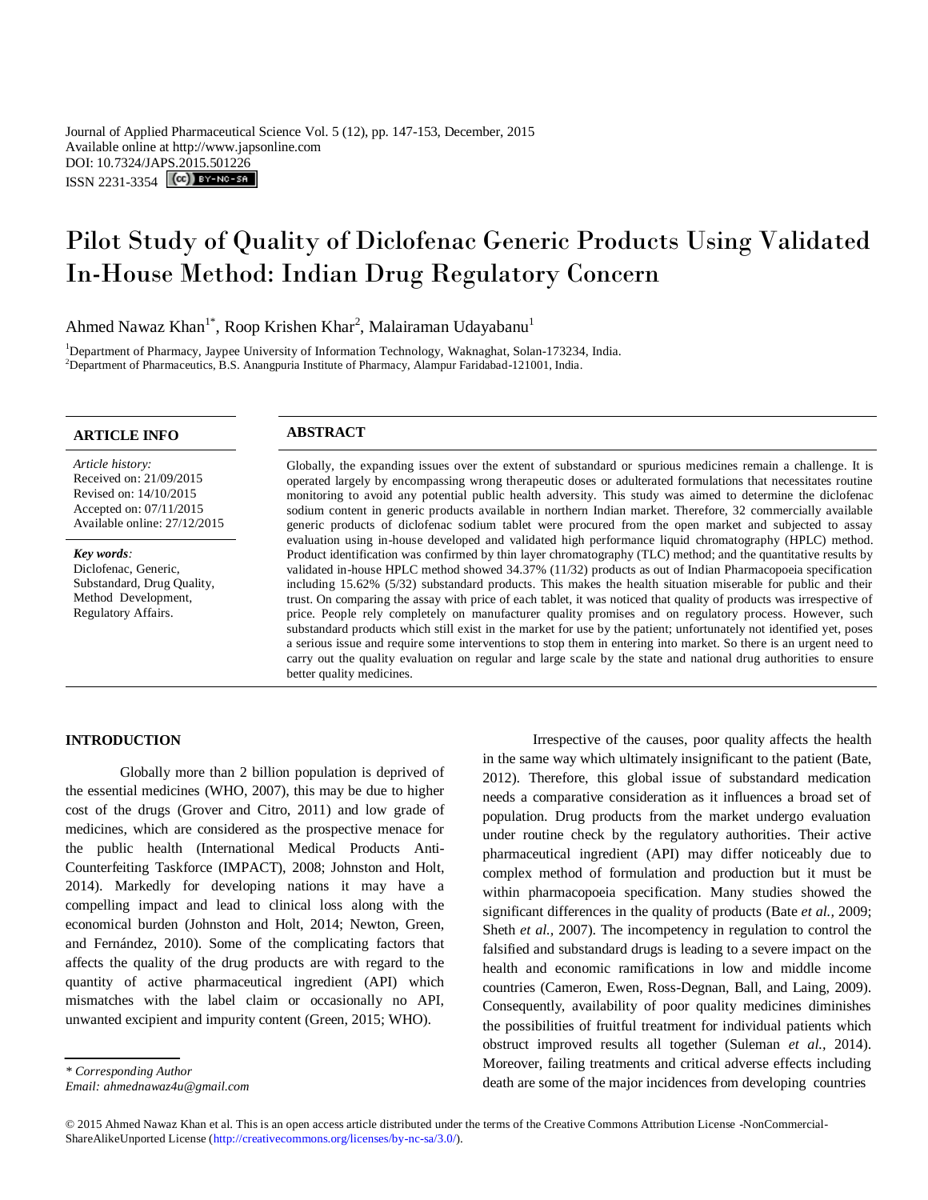Journal of Applied Pharmaceutical Science Vol. 5 (12), pp. 147-153, December, 2015
Available online at http://www.japsonline.com
DOI: 10.7324/JAPS.2015.501226
ISSN 2231-3354

# Pilot Study of Quality of Diclofenac Generic Products Using Validated In-House Method: Indian Drug Regulatory Concern

Ahmed Nawaz Khan[1*], Roop Krishen Khar[2], Malairaman Udayabanu[1]

[1]Department of Pharmacy, Jaypee University of Information Technology, Waknaghat, Solan-173234, India.
[2]Department of Pharmaceutics, B.S. Anangpuria Institute of Pharmacy, Alampur Faridabad-121001, India.

## ARTICLE INFO

*Article history:*
Received on: 21/09/2015
Revised on: 14/10/2015
Accepted on: 07/11/2015
Available online: 27/12/2015

***Key words:***
Diclofenac, Generic, Substandard, Drug Quality, Method Development, Regulatory Affairs.

## ABSTRACT

Globally, the expanding issues over the extent of substandard or spurious medicines remain a challenge. It is operated largely by encompassing wrong therapeutic doses or adulterated formulations that necessitates routine monitoring to avoid any potential public health adversity. This study was aimed to determine the diclofenac sodium content in generic products available in northern Indian market. Therefore, 32 commercially available generic products of diclofenac sodium tablet were procured from the open market and subjected to assay evaluation using in-house developed and validated high performance liquid chromatography (HPLC) method. Product identification was confirmed by thin layer chromatography (TLC) method; and the quantitative results by validated in-house HPLC method showed 34.37% (11/32) products as out of Indian Pharmacopoeia specification including 15.62% (5/32) substandard products. This makes the health situation miserable for public and their trust. On comparing the assay with price of each tablet, it was noticed that quality of products was irrespective of price. People rely completely on manufacturer quality promises and on regulatory process. However, such substandard products which still exist in the market for use by the patient; unfortunately not identified yet, poses a serious issue and require some interventions to stop them in entering into market. So there is an urgent need to carry out the quality evaluation on regular and large scale by the state and national drug authorities to ensure better quality medicines.

## INTRODUCTION

Globally more than 2 billion population is deprived of the essential medicines (WHO, 2007), this may be due to higher cost of the drugs (Grover and Citro, 2011) and low grade of medicines, which are considered as the prospective menace for the public health (International Medical Products Anti-Counterfeiting Taskforce (IMPACT), 2008; Johnston and Holt, 2014). Markedly for developing nations it may have a compelling impact and lead to clinical loss along with the economical burden (Johnston and Holt, 2014; Newton, Green, and Fernández, 2010). Some of the complicating factors that affects the quality of the drug products are with regard to the quantity of active pharmaceutical ingredient (API) which mismatches with the label claim or occasionally no API, unwanted excipient and impurity content (Green, 2015; WHO).

Irrespective of the causes, poor quality affects the health in the same way which ultimately insignificant to the patient (Bate, 2012). Therefore, this global issue of substandard medication needs a comparative consideration as it influences a broad set of population. Drug products from the market undergo evaluation under routine check by the regulatory authorities. Their active pharmaceutical ingredient (API) may differ noticeably due to complex method of formulation and production but it must be within pharmacopoeia specification. Many studies showed the significant differences in the quality of products (Bate *et al.*, 2009; Sheth *et al.*, 2007). The incompetency in regulation to control the falsified and substandard drugs is leading to a severe impact on the health and economic ramifications in low and middle income countries (Cameron, Ewen, Ross-Degnan, Ball, and Laing, 2009). Consequently, availability of poor quality medicines diminishes the possibilities of fruitful treatment for individual patients which obstruct improved results all together (Suleman *et al.*, 2014). Moreover, failing treatments and critical adverse effects including death are some of the major incidences from developing countries

*\* Corresponding Author*
*Email: ahmednawaz4u@gmail.com*

© 2015 Ahmed Nawaz Khan et al. This is an open access article distributed under the terms of the Creative Commons Attribution License -NonCommercial-ShareAlikeUnported License (http://creativecommons.org/licenses/by-nc-sa/3.0/).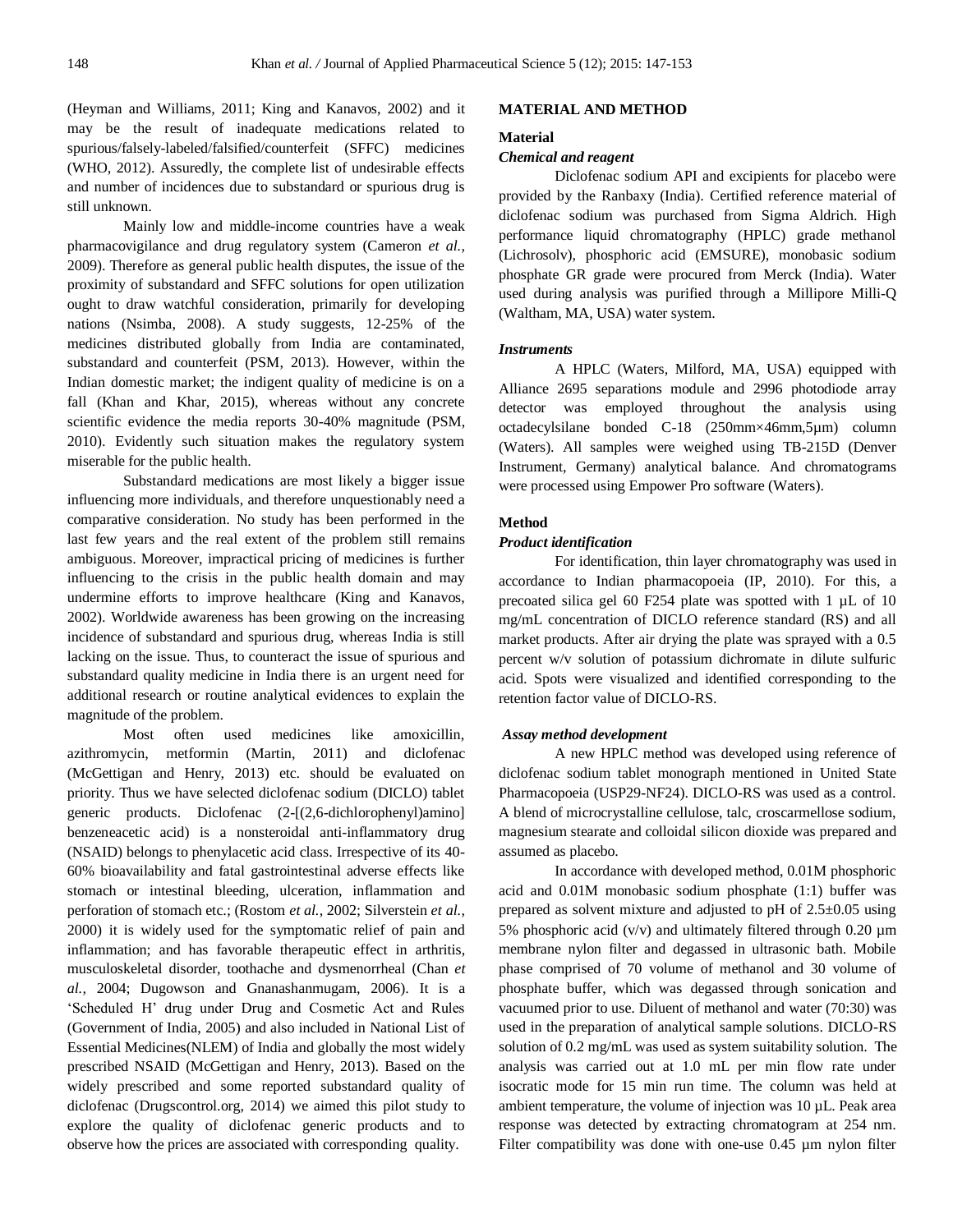(Heyman and Williams, 2011; King and Kanavos, 2002) and it may be the result of inadequate medications related to spurious/falsely-labeled/falsified/counterfeit (SFFC) medicines (WHO, 2012). Assuredly, the complete list of undesirable effects and number of incidences due to substandard or spurious drug is still unknown.

Mainly low and middle-income countries have a weak pharmacovigilance and drug regulatory system (Cameron *et al.,* 2009). Therefore as general public health disputes, the issue of the proximity of substandard and SFFC solutions for open utilization ought to draw watchful consideration, primarily for developing nations (Nsimba, 2008). A study suggests, 12-25% of the medicines distributed globally from India are contaminated, substandard and counterfeit (PSM, 2013). However, within the Indian domestic market; the indigent quality of medicine is on a fall (Khan and Khar, 2015), whereas without any concrete scientific evidence the media reports 30-40% magnitude (PSM, 2010). Evidently such situation makes the regulatory system miserable for the public health.

Substandard medications are most likely a bigger issue influencing more individuals, and therefore unquestionably need a comparative consideration. No study has been performed in the last few years and the real extent of the problem still remains ambiguous. Moreover, impractical pricing of medicines is further influencing to the crisis in the public health domain and may undermine efforts to improve healthcare (King and Kanavos, 2002). Worldwide awareness has been growing on the increasing incidence of substandard and spurious drug, whereas India is still lacking on the issue. Thus, to counteract the issue of spurious and substandard quality medicine in India there is an urgent need for additional research or routine analytical evidences to explain the magnitude of the problem.

Most often used medicines like amoxicillin, azithromycin, metformin (Martin, 2011) and diclofenac (McGettigan and Henry, 2013) etc. should be evaluated on priority. Thus we have selected diclofenac sodium (DICLO) tablet generic products. Diclofenac (2-[(2,6-dichlorophenyl)amino] benzeneacetic acid) is a nonsteroidal anti-inflammatory drug (NSAID) belongs to phenylacetic acid class. Irrespective of its 40-60% bioavailability and fatal gastrointestinal adverse effects like stomach or intestinal bleeding, ulceration, inflammation and perforation of stomach etc.; (Rostom *et al.,* 2002; Silverstein *et al.,* 2000) it is widely used for the symptomatic relief of pain and inflammation; and has favorable therapeutic effect in arthritis, musculoskeletal disorder, toothache and dysmenorrheal (Chan *et al.,* 2004; Dugowson and Gnanashanmugam, 2006). It is a 'Scheduled H' drug under Drug and Cosmetic Act and Rules (Government of India, 2005) and also included in National List of Essential Medicines(NLEM) of India and globally the most widely prescribed NSAID (McGettigan and Henry, 2013). Based on the widely prescribed and some reported substandard quality of diclofenac (Drugscontrol.org, 2014) we aimed this pilot study to explore the quality of diclofenac generic products and to observe how the prices are associated with corresponding quality.

## MATERIAL AND METHOD

### Material

#### *Chemical and reagent*

Diclofenac sodium API and excipients for placebo were provided by the Ranbaxy (India). Certified reference material of diclofenac sodium was purchased from Sigma Aldrich. High performance liquid chromatography (HPLC) grade methanol (Lichrosolv), phosphoric acid (EMSURE), monobasic sodium phosphate GR grade were procured from Merck (India). Water used during analysis was purified through a Millipore Milli-Q (Waltham, MA, USA) water system.

#### *Instruments*

A HPLC (Waters, Milford, MA, USA) equipped with Alliance 2695 separations module and 2996 photodiode array detector was employed throughout the analysis using octadecylsilane bonded C-18 (250mm×46mm,5µm) column (Waters). All samples were weighed using TB-215D (Denver Instrument, Germany) analytical balance. And chromatograms were processed using Empower Pro software (Waters).

### Method

#### *Product identification*

For identification, thin layer chromatography was used in accordance to Indian pharmacopoeia (IP, 2010). For this, a precoated silica gel 60 F254 plate was spotted with 1 µL of 10 mg/mL concentration of DICLO reference standard (RS) and all market products. After air drying the plate was sprayed with a 0.5 percent w/v solution of potassium dichromate in dilute sulfuric acid. Spots were visualized and identified corresponding to the retention factor value of DICLO-RS.

#### *Assay method development*

A new HPLC method was developed using reference of diclofenac sodium tablet monograph mentioned in United State Pharmacopoeia (USP29-NF24). DICLO-RS was used as a control. A blend of microcrystalline cellulose, talc, croscarmellose sodium, magnesium stearate and colloidal silicon dioxide was prepared and assumed as placebo.

In accordance with developed method, 0.01M phosphoric acid and 0.01M monobasic sodium phosphate (1:1) buffer was prepared as solvent mixture and adjusted to pH of 2.5±0.05 using 5% phosphoric acid (v/v) and ultimately filtered through 0.20 µm membrane nylon filter and degassed in ultrasonic bath. Mobile phase comprised of 70 volume of methanol and 30 volume of phosphate buffer, which was degassed through sonication and vacuumed prior to use. Diluent of methanol and water (70:30) was used in the preparation of analytical sample solutions. DICLO-RS solution of 0.2 mg/mL was used as system suitability solution. The analysis was carried out at 1.0 mL per min flow rate under isocratic mode for 15 min run time. The column was held at ambient temperature, the volume of injection was 10 µL. Peak area response was detected by extracting chromatogram at 254 nm. Filter compatibility was done with one-use 0.45 µm nylon filter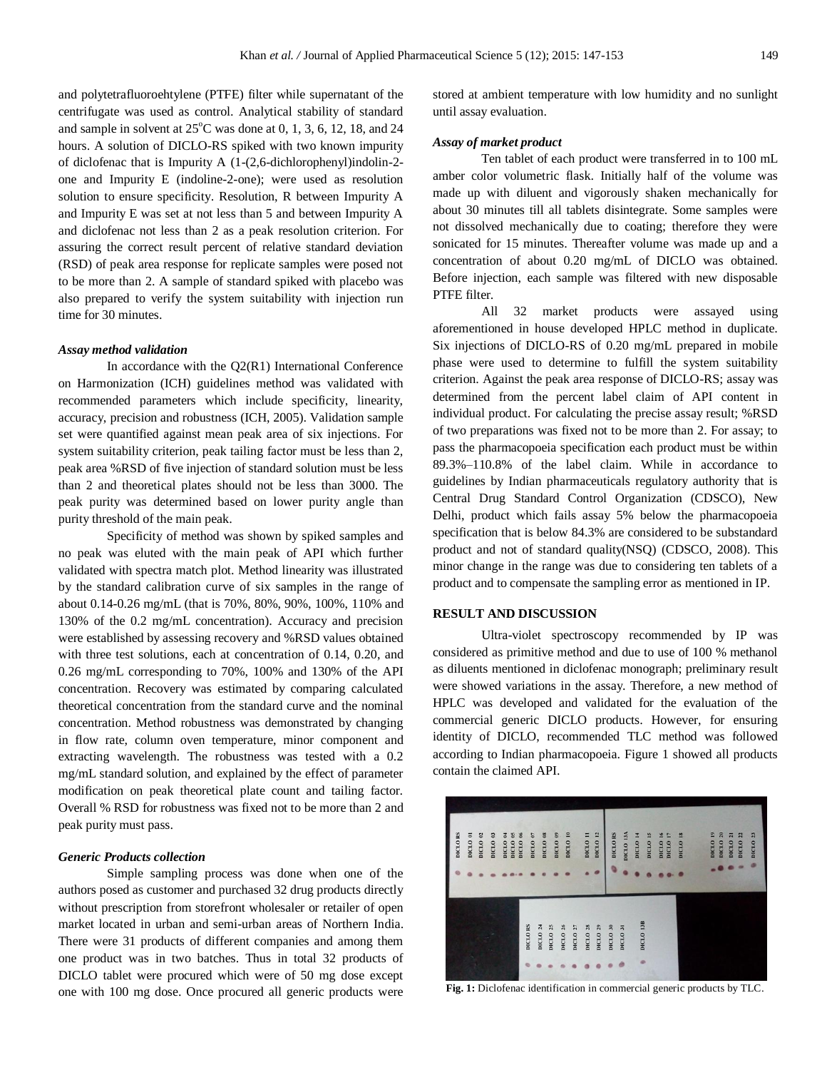and polytetrafluoroehtylene (PTFE) filter while supernatant of the centrifugate was used as control. Analytical stability of standard and sample in solvent at 25°C was done at 0, 1, 3, 6, 12, 18, and 24 hours. A solution of DICLO-RS spiked with two known impurity of diclofenac that is Impurity A (1-(2,6-dichlorophenyl)indolin-2-one and Impurity E (indoline-2-one); were used as resolution solution to ensure specificity. Resolution, R between Impurity A and Impurity E was set at not less than 5 and between Impurity A and diclofenac not less than 2 as a peak resolution criterion. For assuring the correct result percent of relative standard deviation (RSD) of peak area response for replicate samples were posed not to be more than 2. A sample of standard spiked with placebo was also prepared to verify the system suitability with injection run time for 30 minutes.

### *Assay method validation*

In accordance with the Q2(R1) International Conference on Harmonization (ICH) guidelines method was validated with recommended parameters which include specificity, linearity, accuracy, precision and robustness (ICH, 2005). Validation sample set were quantified against mean peak area of six injections. For system suitability criterion, peak tailing factor must be less than 2, peak area %RSD of five injection of standard solution must be less than 2 and theoretical plates should not be less than 3000. The peak purity was determined based on lower purity angle than purity threshold of the main peak.

Specificity of method was shown by spiked samples and no peak was eluted with the main peak of API which further validated with spectra match plot. Method linearity was illustrated by the standard calibration curve of six samples in the range of about 0.14-0.26 mg/mL (that is 70%, 80%, 90%, 100%, 110% and 130% of the 0.2 mg/mL concentration). Accuracy and precision were established by assessing recovery and %RSD values obtained with three test solutions, each at concentration of 0.14, 0.20, and 0.26 mg/mL corresponding to 70%, 100% and 130% of the API concentration. Recovery was estimated by comparing calculated theoretical concentration from the standard curve and the nominal concentration. Method robustness was demonstrated by changing in flow rate, column oven temperature, minor component and extracting wavelength. The robustness was tested with a 0.2 mg/mL standard solution, and explained by the effect of parameter modification on peak theoretical plate count and tailing factor. Overall % RSD for robustness was fixed not to be more than 2 and peak purity must pass.

### *Generic Products collection*

Simple sampling process was done when one of the authors posed as customer and purchased 32 drug products directly without prescription from storefront wholesaler or retailer of open market located in urban and semi-urban areas of Northern India. There were 31 products of different companies and among them one product was in two batches. Thus in total 32 products of DICLO tablet were procured which were of 50 mg dose except one with 100 mg dose. Once procured all generic products were stored at ambient temperature with low humidity and no sunlight until assay evaluation.

### *Assay of market product*

Ten tablet of each product were transferred in to 100 mL amber color volumetric flask. Initially half of the volume was made up with diluent and vigorously shaken mechanically for about 30 minutes till all tablets disintegrate. Some samples were not dissolved mechanically due to coating; therefore they were sonicated for 15 minutes. Thereafter volume was made up and a concentration of about 0.20 mg/mL of DICLO was obtained. Before injection, each sample was filtered with new disposable PTFE filter.

All 32 market products were assayed using aforementioned in house developed HPLC method in duplicate. Six injections of DICLO-RS of 0.20 mg/mL prepared in mobile phase were used to determine to fulfill the system suitability criterion. Against the peak area response of DICLO-RS; assay was determined from the percent label claim of API content in individual product. For calculating the precise assay result; %RSD of two preparations was fixed not to be more than 2. For assay; to pass the pharmacopoeia specification each product must be within 89.3%–110.8% of the label claim. While in accordance to guidelines by Indian pharmaceuticals regulatory authority that is Central Drug Standard Control Organization (CDSCO), New Delhi, product which fails assay 5% below the pharmacopoeia specification that is below 84.3% are considered to be substandard product and not of standard quality(NSQ) (CDSCO, 2008). This minor change in the range was due to considering ten tablets of a product and to compensate the sampling error as mentioned in IP.

## RESULT AND DISCUSSION

Ultra-violet spectroscopy recommended by IP was considered as primitive method and due to use of 100 % methanol as diluents mentioned in diclofenac monograph; preliminary result were showed variations in the assay. Therefore, a new method of HPLC was developed and validated for the evaluation of the commercial generic DICLO products. However, for ensuring identity of DICLO, recommended TLC method was followed according to Indian pharmacopoeia. Figure 1 showed all products contain the claimed API.

**Fig. 1:** Diclofenac identification in commercial generic products by TLC.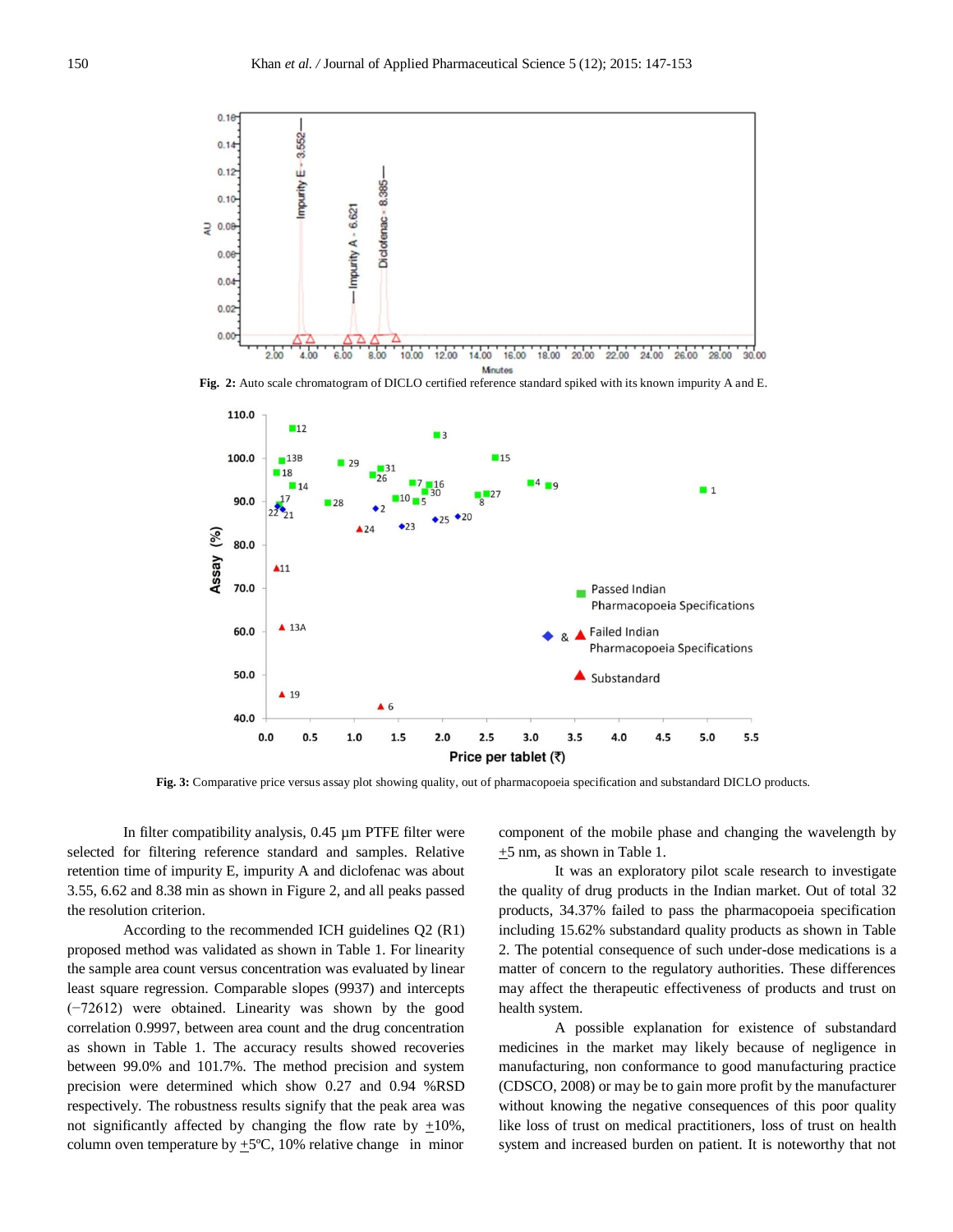Fig. 2: Auto scale chromatogram of DICLO certified reference standard spiked with its known impurity A and E.

Fig. 3: Comparative price versus assay plot showing quality, out of pharmacopoeia specification and substandard DICLO products.

In filter compatibility analysis, 0.45 µm PTFE filter were selected for filtering reference standard and samples. Relative retention time of impurity E, impurity A and diclofenac was about 3.55, 6.62 and 8.38 min as shown in Figure 2, and all peaks passed the resolution criterion.

According to the recommended ICH guidelines Q2 (R1) proposed method was validated as shown in Table 1. For linearity the sample area count versus concentration was evaluated by linear least square regression. Comparable slopes (9937) and intercepts (−72612) were obtained. Linearity was shown by the good correlation 0.9997, between area count and the drug concentration as shown in Table 1. The accuracy results showed recoveries between 99.0% and 101.7%. The method precision and system precision were determined which show 0.27 and 0.94 %RSD respectively. The robustness results signify that the peak area was not significantly affected by changing the flow rate by ±10%, column oven temperature by ±5ºC, 10% relative change in minor component of the mobile phase and changing the wavelength by ±5 nm, as shown in Table 1.

It was an exploratory pilot scale research to investigate the quality of drug products in the Indian market. Out of total 32 products, 34.37% failed to pass the pharmacopoeia specification including 15.62% substandard quality products as shown in Table 2. The potential consequence of such under-dose medications is a matter of concern to the regulatory authorities. These differences may affect the therapeutic effectiveness of products and trust on health system.

A possible explanation for existence of substandard medicines in the market may likely because of negligence in manufacturing, non conformance to good manufacturing practice (CDSCO, 2008) or may be to gain more profit by the manufacturer without knowing the negative consequences of this poor quality like loss of trust on medical practitioners, loss of trust on health system and increased burden on patient. It is noteworthy that not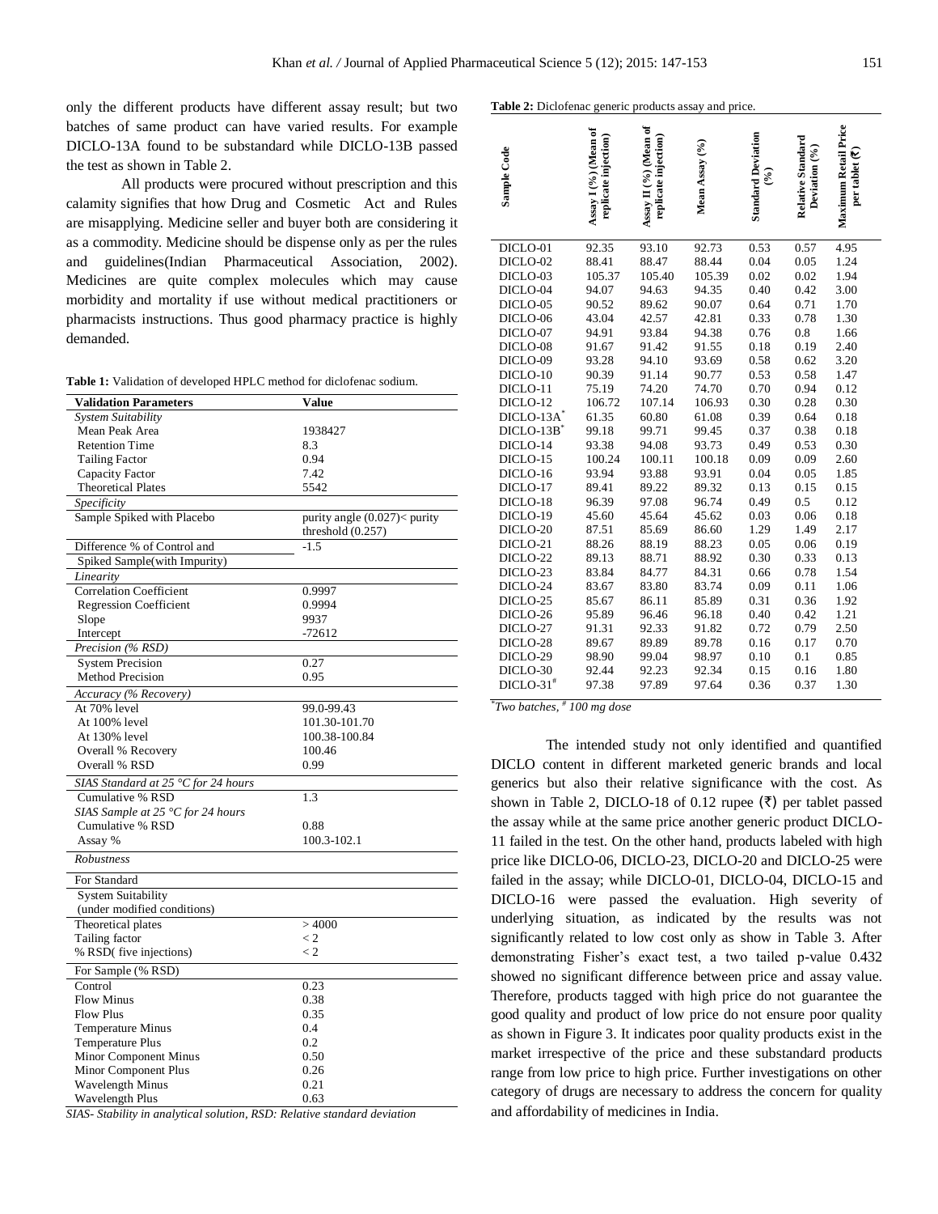only the different products have different assay result; but two batches of same product can have varied results. For example DICLO-13A found to be substandard while DICLO-13B passed the test as shown in Table 2.

All products were procured without prescription and this calamity signifies that how Drug and Cosmetic Act and Rules are misapplying. Medicine seller and buyer both are considering it as a commodity. Medicine should be dispense only as per the rules and guidelines(Indian Pharmaceutical Association, 2002). Medicines are quite complex molecules which may cause morbidity and mortality if use without medical practitioners or pharmacists instructions. Thus good pharmacy practice is highly demanded.

**Table 1:** Validation of developed HPLC method for diclofenac sodium.

| Validation Parameters | Value |
|---|---|
| *System Suitability* | |
| Mean Peak Area | 1938427 |
| Retention Time | 8.3 |
| Tailing Factor | 0.94 |
| Capacity Factor | 7.42 |
| Theoretical Plates | 5542 |
| *Specificity* | |
| Sample Spiked with Placebo | purity angle (0.027)< purity threshold (0.257) |
| Difference % of Control and Spiked Sample(with Impurity) | -1.5 |
| *Linearity* | |
| Correlation Coefficient | 0.9997 |
| Regression Coefficient | 0.9994 |
| Slope | 9937 |
| Intercept | -72612 |
| *Precision (% RSD)* | |
| System Precision | 0.27 |
| Method Precision | 0.95 |
| *Accuracy (% Recovery)* | |
| At 70% level | 99.0-99.43 |
| At 100% level | 101.30-101.70 |
| At 130% level | 100.38-100.84 |
| Overall % Recovery | 100.46 |
| Overall % RSD | 0.99 |
| *SIAS Standard at 25 °C for 24 hours* | |
| Cumulative % RSD | 1.3 |
| *SIAS Sample at 25 °C for 24 hours* | |
| Cumulative % RSD | 0.88 |
| Assay % | 100.3-102.1 |
| *Robustness* | |
| For Standard | |
| System Suitability (under modified conditions) | |
| Theoretical plates | > 4000 |
| Tailing factor | < 2 |
| % RSD( five injections) | < 2 |
| For Sample (% RSD) | |
| Control | 0.23 |
| Flow Minus | 0.38 |
| Flow Plus | 0.35 |
| Temperature Minus | 0.4 |
| Temperature Plus | 0.2 |
| Minor Component Minus | 0.50 |
| Minor Component Plus | 0.26 |
| Wavelength Minus | 0.21 |
| Wavelength Plus | 0.63 |

*SIAS- Stability in analytical solution, RSD: Relative standard deviation*

**Table 2:** Diclofenac generic products assay and price.

| Sample Code | Assay I (%) (Mean of replicate injection) | Assay II (%) (Mean of replicate injection) | Mean Assay (%) | Standard Deviation (%) | Relative Standard Deviation (%) | Maximum Retail Price per tablet (₹) |
|---|---|---|---|---|---|---|
| DICLO-01 | 92.35 | 93.10 | 92.73 | 0.53 | 0.57 | 4.95 |
| DICLO-02 | 88.41 | 88.47 | 88.44 | 0.04 | 0.05 | 1.24 |
| DICLO-03 | 105.37 | 105.40 | 105.39 | 0.02 | 0.02 | 1.94 |
| DICLO-04 | 94.07 | 94.63 | 94.35 | 0.40 | 0.42 | 3.00 |
| DICLO-05 | 90.52 | 89.62 | 90.07 | 0.64 | 0.71 | 1.70 |
| DICLO-06 | 43.04 | 42.57 | 42.81 | 0.33 | 0.78 | 1.30 |
| DICLO-07 | 94.91 | 93.84 | 94.38 | 0.76 | 0.8 | 1.66 |
| DICLO-08 | 91.67 | 91.42 | 91.55 | 0.18 | 0.19 | 2.40 |
| DICLO-09 | 93.28 | 94.10 | 93.69 | 0.58 | 0.62 | 3.20 |
| DICLO-10 | 90.39 | 91.14 | 90.77 | 0.53 | 0.58 | 1.47 |
| DICLO-11 | 75.19 | 74.20 | 74.70 | 0.70 | 0.94 | 0.12 |
| DICLO-12 | 106.72 | 107.14 | 106.93 | 0.30 | 0.28 | 0.30 |
| DICLO-13A* | 61.35 | 60.80 | 61.08 | 0.39 | 0.64 | 0.18 |
| DICLO-13B* | 99.18 | 99.71 | 99.45 | 0.37 | 0.38 | 0.18 |
| DICLO-14 | 93.38 | 94.08 | 93.73 | 0.49 | 0.53 | 0.30 |
| DICLO-15 | 100.24 | 100.11 | 100.18 | 0.09 | 0.09 | 2.60 |
| DICLO-16 | 93.94 | 93.88 | 93.91 | 0.04 | 0.05 | 1.85 |
| DICLO-17 | 89.41 | 89.22 | 89.32 | 0.13 | 0.15 | 0.15 |
| DICLO-18 | 96.39 | 97.08 | 96.74 | 0.49 | 0.5 | 0.12 |
| DICLO-19 | 45.60 | 45.64 | 45.62 | 0.03 | 0.06 | 0.18 |
| DICLO-20 | 87.51 | 85.69 | 86.60 | 1.29 | 1.49 | 2.17 |
| DICLO-21 | 88.26 | 88.19 | 88.23 | 0.05 | 0.06 | 0.19 |
| DICLO-22 | 89.13 | 88.71 | 88.92 | 0.30 | 0.33 | 0.13 |
| DICLO-23 | 83.84 | 84.77 | 84.31 | 0.66 | 0.78 | 1.54 |
| DICLO-24 | 83.67 | 83.80 | 83.74 | 0.09 | 0.11 | 1.06 |
| DICLO-25 | 85.67 | 86.11 | 85.89 | 0.31 | 0.36 | 1.92 |
| DICLO-26 | 95.89 | 96.46 | 96.18 | 0.40 | 0.42 | 1.21 |
| DICLO-27 | 91.31 | 92.33 | 91.82 | 0.72 | 0.79 | 2.50 |
| DICLO-28 | 89.67 | 89.89 | 89.78 | 0.16 | 0.17 | 0.70 |
| DICLO-29 | 98.90 | 99.04 | 98.97 | 0.10 | 0.1 | 0.85 |
| DICLO-30 | 92.44 | 92.23 | 92.34 | 0.15 | 0.16 | 1.80 |
| DICLO-31# | 97.38 | 97.89 | 97.64 | 0.36 | 0.37 | 1.30 |

*\*Two batches, # 100 mg dose*

The intended study not only identified and quantified DICLO content in different marketed generic brands and local generics but also their relative significance with the cost. As shown in Table 2, DICLO-18 of 0.12 rupee (₹) per tablet passed the assay while at the same price another generic product DICLO-11 failed in the test. On the other hand, products labeled with high price like DICLO-06, DICLO-23, DICLO-20 and DICLO-25 were failed in the assay; while DICLO-01, DICLO-04, DICLO-15 and DICLO-16 were passed the evaluation. High severity of underlying situation, as indicated by the results was not significantly related to low cost only as show in Table 3. After demonstrating Fisher's exact test, a two tailed p-value 0.432 showed no significant difference between price and assay value. Therefore, products tagged with high price do not guarantee the good quality and product of low price do not ensure poor quality as shown in Figure 3. It indicates poor quality products exist in the market irrespective of the price and these substandard products range from low price to high price. Further investigations on other category of drugs are necessary to address the concern for quality and affordability of medicines in India.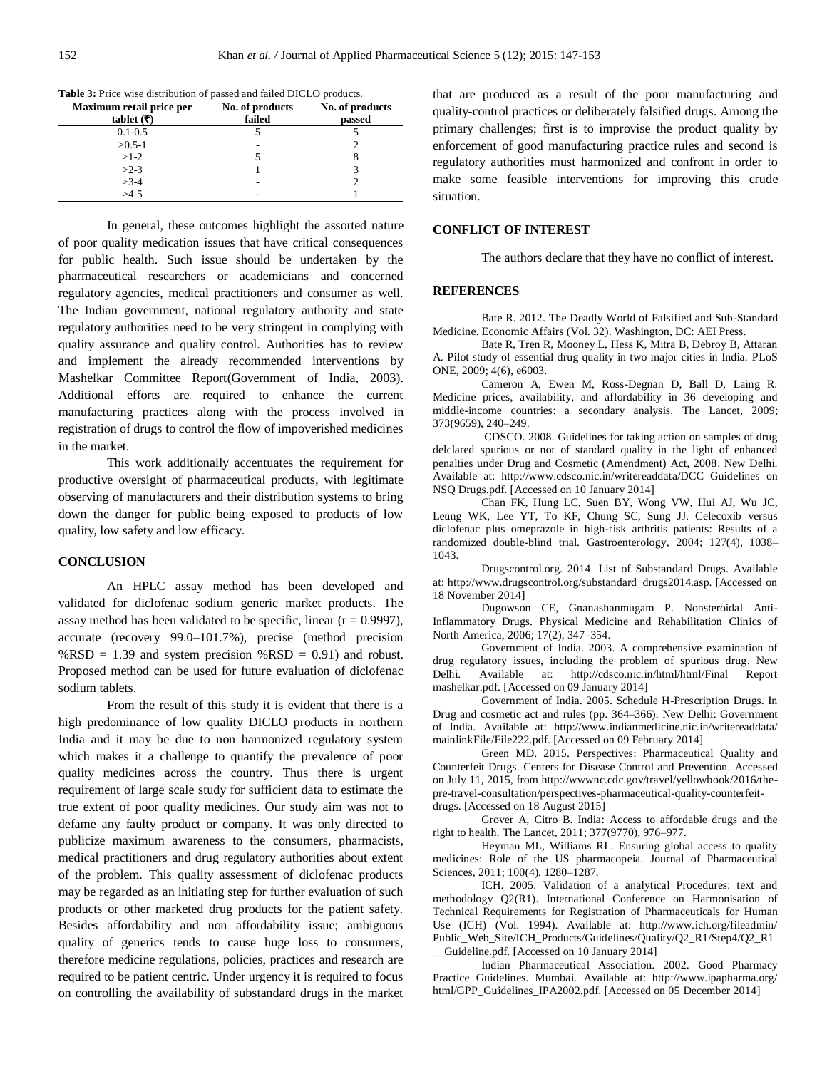**Table 3:** Price wise distribution of passed and failed DICLO products.

| Maximum retail price per tablet (₹) | No. of products failed | No. of products passed |
|---|---|---|
| 0.1-0.5 | 5 | 5 |
| >0.5-1 | - | 2 |
| >1-2 | 5 | 8 |
| >2-3 | 1 | 3 |
| >3-4 | - | 2 |
| >4-5 | - | 1 |

In general, these outcomes highlight the assorted nature of poor quality medication issues that have critical consequences for public health. Such issue should be undertaken by the pharmaceutical researchers or academicians and concerned regulatory agencies, medical practitioners and consumer as well. The Indian government, national regulatory authority and state regulatory authorities need to be very stringent in complying with quality assurance and quality control. Authorities has to review and implement the already recommended interventions by Mashelkar Committee Report(Government of India, 2003). Additional efforts are required to enhance the current manufacturing practices along with the process involved in registration of drugs to control the flow of impoverished medicines in the market.

This work additionally accentuates the requirement for productive oversight of pharmaceutical products, with legitimate observing of manufacturers and their distribution systems to bring down the danger for public being exposed to products of low quality, low safety and low efficacy.

## CONCLUSION

An HPLC assay method has been developed and validated for diclofenac sodium generic market products. The assay method has been validated to be specific, linear ($r = 0.9997$), accurate (recovery 99.0–101.7%), precise (method precision %RSD = 1.39 and system precision %RSD = 0.91) and robust. Proposed method can be used for future evaluation of diclofenac sodium tablets.

From the result of this study it is evident that there is a high predominance of low quality DICLO products in northern India and it may be due to non harmonized regulatory system which makes it a challenge to quantify the prevalence of poor quality medicines across the country. Thus there is urgent requirement of large scale study for sufficient data to estimate the true extent of poor quality medicines. Our study aim was not to defame any faulty product or company. It was only directed to publicize maximum awareness to the consumers, pharmacists, medical practitioners and drug regulatory authorities about extent of the problem. This quality assessment of diclofenac products may be regarded as an initiating step for further evaluation of such products or other marketed drug products for the patient safety. Besides affordability and non affordability issue; ambiguous quality of generics tends to cause huge loss to consumers, therefore medicine regulations, policies, practices and research are required to be patient centric. Under urgency it is required to focus on controlling the availability of substandard drugs in the market that are produced as a result of the poor manufacturing and quality-control practices or deliberately falsified drugs. Among the primary challenges; first is to improvise the product quality by enforcement of good manufacturing practice rules and second is regulatory authorities must harmonized and confront in order to make some feasible interventions for improving this crude situation.

## CONFLICT OF INTEREST

The authors declare that they have no conflict of interest.

## REFERENCES

Bate R. 2012. The Deadly World of Falsified and Sub-Standard Medicine. Economic Affairs (Vol. 32). Washington, DC: AEI Press.

Bate R, Tren R, Mooney L, Hess K, Mitra B, Debroy B, Attaran A. Pilot study of essential drug quality in two major cities in India. PLoS ONE, 2009; 4(6), e6003.

Cameron A, Ewen M, Ross-Degnan D, Ball D, Laing R. Medicine prices, availability, and affordability in 36 developing and middle-income countries: a secondary analysis. The Lancet, 2009; 373(9659), 240–249.

CDSCO. 2008. Guidelines for taking action on samples of drug delclared spurious or not of standard quality in the light of enhanced penalties under Drug and Cosmetic (Amendment) Act, 2008. New Delhi. Available at: http://www.cdsco.nic.in/writereaddata/DCC Guidelines on NSQ Drugs.pdf. [Accessed on 10 January 2014]

Chan FK, Hung LC, Suen BY, Wong VW, Hui AJ, Wu JC, Leung WK, Lee YT, To KF, Chung SC, Sung JJ. Celecoxib versus diclofenac plus omeprazole in high-risk arthritis patients: Results of a randomized double-blind trial. Gastroenterology, 2004; 127(4), 1038–1043.

Drugscontrol.org. 2014. List of Substandard Drugs. Available at: http://www.drugscontrol.org/substandard_drugs2014.asp. [Accessed on 18 November 2014]

Dugowson CE, Gnanashanmugam P. Nonsteroidal Anti-Inflammatory Drugs. Physical Medicine and Rehabilitation Clinics of North America, 2006; 17(2), 347–354.

Government of India. 2003. A comprehensive examination of drug regulatory issues, including the problem of spurious drug. New Delhi. Available at: http://cdsco.nic.in/html/html/Final Report mashelkar.pdf. [Accessed on 09 January 2014]

Government of India. 2005. Schedule H-Prescription Drugs. In Drug and cosmetic act and rules (pp. 364–366). New Delhi: Government of India. Available at: http://www.indianmedicine.nic.in/writereaddata/mainlinkFile/File222.pdf. [Accessed on 09 February 2014]

Green MD. 2015. Perspectives: Pharmaceutical Quality and Counterfeit Drugs. Centers for Disease Control and Prevention. Accessed on July 11, 2015, from http://wwwnc.cdc.gov/travel/yellowbook/2016/the-pre-travel-consultation/perspectives-pharmaceutical-quality-counterfeit-drugs. [Accessed on 18 August 2015]

Grover A, Citro B. India: Access to affordable drugs and the right to health. The Lancet, 2011; 377(9770), 976–977.

Heyman ML, Williams RL. Ensuring global access to quality medicines: Role of the US pharmacopeia. Journal of Pharmaceutical Sciences, 2011; 100(4), 1280–1287.

ICH. 2005. Validation of a analytical Procedures: text and methodology Q2(R1). International Conference on Harmonisation of Technical Requirements for Registration of Pharmaceuticals for Human Use (ICH) (Vol. 1994). Available at: http://www.ich.org/fileadmin/Public_Web_Site/ICH_Products/Guidelines/Quality/Q2_R1/Step4/Q2_R1__Guideline.pdf. [Accessed on 10 January 2014]

Indian Pharmaceutical Association. 2002. Good Pharmacy Practice Guidelines. Mumbai. Available at: http://www.ipapharma.org/html/GPP_Guidelines_IPA2002.pdf. [Accessed on 05 December 2014]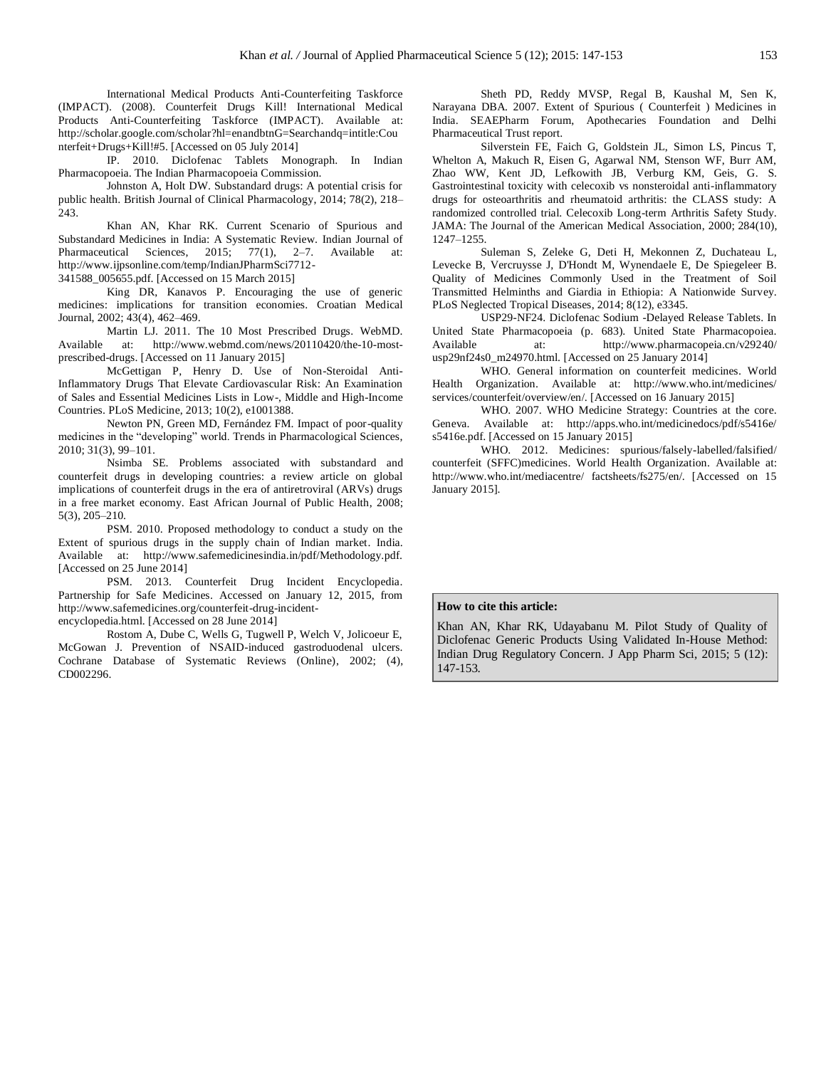International Medical Products Anti-Counterfeiting Taskforce (IMPACT). (2008). Counterfeit Drugs Kill! International Medical Products Anti-Counterfeiting Taskforce (IMPACT). Available at: http://scholar.google.com/scholar?hl=enandbtnG=Searchandq=intitle:Counterfeit+Drugs+Kill!#5. [Accessed on 05 July 2014]

IP. 2010. Diclofenac Tablets Monograph. In Indian Pharmacopoeia. The Indian Pharmacopoeia Commission.

Johnston A, Holt DW. Substandard drugs: A potential crisis for public health. British Journal of Clinical Pharmacology, 2014; 78(2), 218–243.

Khan AN, Khar RK. Current Scenario of Spurious and Substandard Medicines in India: A Systematic Review. Indian Journal of Pharmaceutical Sciences, 2015; 77(1), 2–7. Available at: http://www.ijpsonline.com/temp/IndianJPharmSci7712-341588_005655.pdf. [Accessed on 15 March 2015]

King DR, Kanavos P. Encouraging the use of generic medicines: implications for transition economies. Croatian Medical Journal, 2002; 43(4), 462–469.

Martin LJ. 2011. The 10 Most Prescribed Drugs. WebMD. Available at: http://www.webmd.com/news/20110420/the-10-most-prescribed-drugs. [Accessed on 11 January 2015]

McGettigan P, Henry D. Use of Non-Steroidal Anti-Inflammatory Drugs That Elevate Cardiovascular Risk: An Examination of Sales and Essential Medicines Lists in Low-, Middle and High-Income Countries. PLoS Medicine, 2013; 10(2), e1001388.

Newton PN, Green MD, Fernández FM. Impact of poor-quality medicines in the "developing" world. Trends in Pharmacological Sciences, 2010; 31(3), 99–101.

Nsimba SE. Problems associated with substandard and counterfeit drugs in developing countries: a review article on global implications of counterfeit drugs in the era of antiretroviral (ARVs) drugs in a free market economy. East African Journal of Public Health, 2008; 5(3), 205–210.

PSM. 2010. Proposed methodology to conduct a study on the Extent of spurious drugs in the supply chain of Indian market. India. Available at: http://www.safemedicinesindia.in/pdf/Methodology.pdf. [Accessed on 25 June 2014]

PSM. 2013. Counterfeit Drug Incident Encyclopedia. Partnership for Safe Medicines. Accessed on January 12, 2015, from http://www.safemedicines.org/counterfeit-drug-incident-encyclopedia.html. [Accessed on 28 June 2014]

Rostom A, Dube C, Wells G, Tugwell P, Welch V, Jolicoeur E, McGowan J. Prevention of NSAID-induced gastroduodenal ulcers. Cochrane Database of Systematic Reviews (Online), 2002; (4), CD002296.

Sheth PD, Reddy MVSP, Regal B, Kaushal M, Sen K, Narayana DBA. 2007. Extent of Spurious ( Counterfeit ) Medicines in India. SEAEPharm Forum, Apothecaries Foundation and Delhi Pharmaceutical Trust report.

Silverstein FE, Faich G, Goldstein JL, Simon LS, Pincus T, Whelton A, Makuch R, Eisen G, Agarwal NM, Stenson WF, Burr AM, Zhao WW, Kent JD, Lefkowith JB, Verburg KM, Geis, G. S. Gastrointestinal toxicity with celecoxib vs nonsteroidal anti-inflammatory drugs for osteoarthritis and rheumatoid arthritis: the CLASS study: A randomized controlled trial. Celecoxib Long-term Arthritis Safety Study. JAMA: The Journal of the American Medical Association, 2000; 284(10), 1247–1255.

Suleman S, Zeleke G, Deti H, Mekonnen Z, Duchateau L, Levecke B, Vercruysse J, D'Hondt M, Wynendaele E, De Spiegeleer B. Quality of Medicines Commonly Used in the Treatment of Soil Transmitted Helminths and Giardia in Ethiopia: A Nationwide Survey. PLoS Neglected Tropical Diseases, 2014; 8(12), e3345.

USP29-NF24. Diclofenac Sodium -Delayed Release Tablets. In United State Pharmacopoeia (p. 683). United State Pharmacopoiea. Available at: http://www.pharmacopeia.cn/v29240/usp29nf24s0_m24970.html. [Accessed on 25 January 2014]

WHO. General information on counterfeit medicines. World Health Organization. Available at: http://www.who.int/medicines/services/counterfeit/overview/en/. [Accessed on 16 January 2015]

WHO. 2007. WHO Medicine Strategy: Countries at the core. Geneva. Available at: http://apps.who.int/medicinedocs/pdf/s5416e/s5416e.pdf. [Accessed on 15 January 2015]

WHO. 2012. Medicines: spurious/falsely-labelled/falsified/counterfeit (SFFC)medicines. World Health Organization. Available at: http://www.who.int/mediacentre/ factsheets/fs275/en/. [Accessed on 15 January 2015].

**How to cite this article:**

Khan AN, Khar RK, Udayabanu M. Pilot Study of Quality of Diclofenac Generic Products Using Validated In-House Method: Indian Drug Regulatory Concern. J App Pharm Sci, 2015; 5 (12): 147-153.